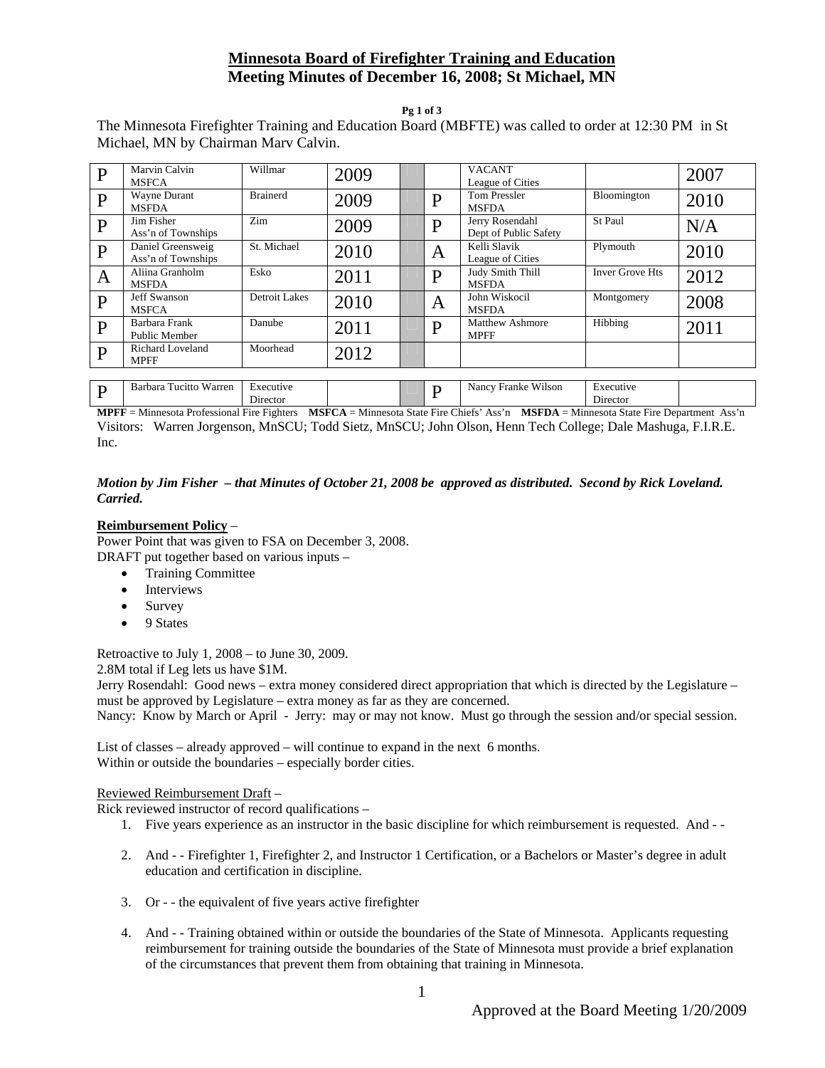# Minnesota Board of Firefighter Training and Education
## Meeting Minutes of December 16, 2008; St Michael, MN

The Minnesota Firefighter Training and Education Board (MBFTE) was called to order at 12:30 PM in St Michael, MN by Chairman Marv Calvin.

| | | | | | | | | |
|---|---|---|---|---|---|---|---|---|
| P | Marvin Calvin MSFCA | Willmar | 2009 | | | VACANT League of Cities | | 2007 |
| P | Wayne Durant MSFDA | Brainerd | 2009 | | P | Tom Pressler MSFDA | Bloomington | 2010 |
| P | Jim Fisher Ass'n of Townships | Zim | 2009 | | P | Jerry Rosendahl Dept of Public Safety | St Paul | N/A |
| P | Daniel Greensweig Ass'n of Townships | St. Michael | 2010 | | A | Kelli Slavik League of Cities | Plymouth | 2010 |
| A | Aliina Granholm MSFDA | Esko | 2011 | | P | Judy Smith Thill MSFDA | Inver Grove Hts | 2012 |
| P | Jeff Swanson MSFCA | Detroit Lakes | 2010 | | A | John Wiskocil MSFDA | Montgomery | 2008 |
| P | Barbara Frank Public Member | Danube | 2011 | | P | Matthew Ashmore MPFF | Hibbing | 2011 |
| P | Richard Loveland MPFF | Moorhead | 2012 | | | | | |
| P | Barbara Tucitto Warren | Executive Director | | | P | Nancy Franke Wilson | Executive Director | |

**MPFF** = Minnesota Professional Fire Fighters **MSFCA** = Minnesota State Fire Chiefs' Ass'n **MSFDA** = Minnesota State Fire Department Ass'n

Visitors: Warren Jorgenson, MnSCU; Todd Sietz, MnSCU; John Olson, Henn Tech College; Dale Mashuga, F.I.R.E. Inc.

***Motion by Jim Fisher – that Minutes of October 21, 2008 be approved as distributed. Second by Rick Loveland. Carried.***

**Reimbursement Policy** –

Power Point that was given to FSA on December 3, 2008.
DRAFT put together based on various inputs –

- Training Committee
- Interviews
- Survey
- 9 States

Retroactive to July 1, 2008 – to June 30, 2009.
2.8M total if Leg lets us have $1M.
Jerry Rosendahl: Good news – extra money considered direct appropriation that which is directed by the Legislature – must be approved by Legislature – extra money as far as they are concerned.
Nancy: Know by March or April - Jerry: may or may not know. Must go through the session and/or special session.

List of classes – already approved – will continue to expand in the next 6 months.
Within or outside the boundaries – especially border cities.

Reviewed Reimbursement Draft –

Rick reviewed instructor of record qualifications –

1. Five years experience as an instructor in the basic discipline for which reimbursement is requested. And - -
2. And - - Firefighter 1, Firefighter 2, and Instructor 1 Certification, or a Bachelors or Master's degree in adult education and certification in discipline.
3. Or - - the equivalent of five years active firefighter
4. And - - Training obtained within or outside the boundaries of the State of Minnesota. Applicants requesting reimbursement for training outside the boundaries of the State of Minnesota must provide a brief explanation of the circumstances that prevent them from obtaining that training in Minnesota.

Approved at the Board Meeting 1/20/2009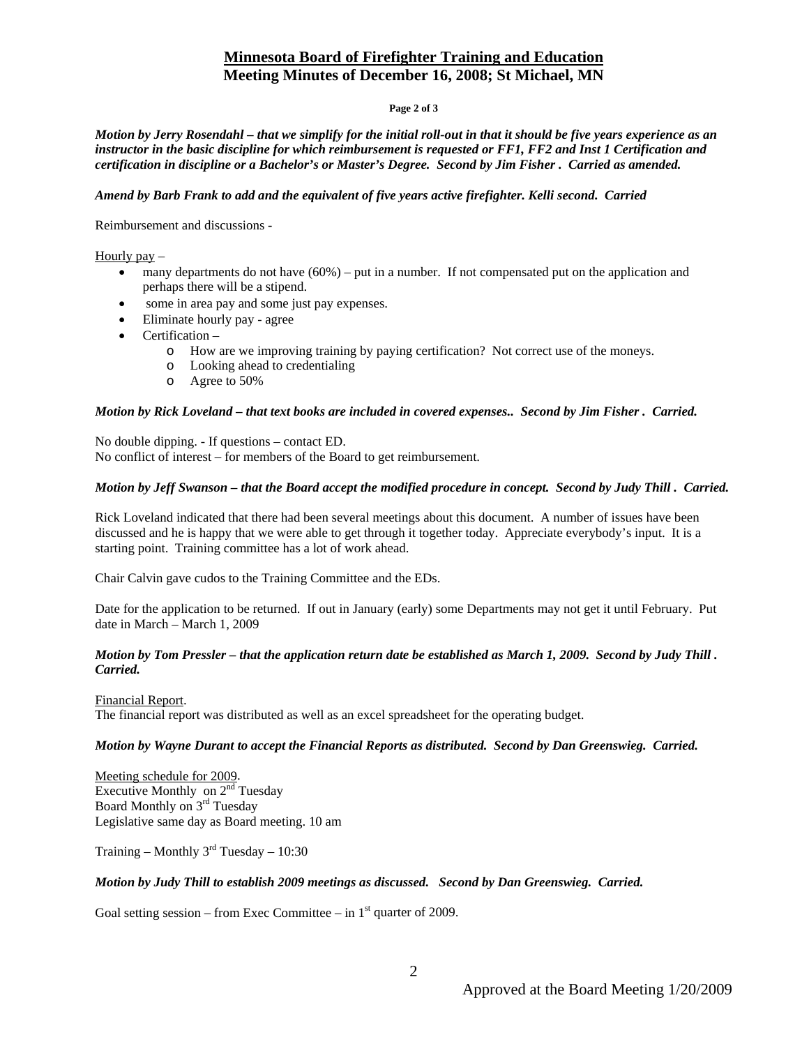*Motion by Jerry Rosendahl – that we simplify for the initial roll-out in that it should be five years experience as an instructor in the basic discipline for which reimbursement is requested or FF1, FF2 and Inst 1 Certification and certification in discipline or a Bachelor's or Master's Degree. Second by Jim Fisher . Carried as amended.*

*Amend by Barb Frank to add and the equivalent of five years active firefighter. Kelli second. Carried*

Reimbursement and discussions -

Hourly pay –

- many departments do not have (60%) – put in a number. If not compensated put on the application and perhaps there will be a stipend.
- some in area pay and some just pay expenses.
- Eliminate hourly pay - agree
- Certification –
  - How are we improving training by paying certification? Not correct use of the moneys.
  - Looking ahead to credentialing
  - Agree to 50%

*Motion by Rick Loveland – that text books are included in covered expenses.. Second by Jim Fisher . Carried.*

No double dipping. - If questions – contact ED.
No conflict of interest – for members of the Board to get reimbursement.

*Motion by Jeff Swanson – that the Board accept the modified procedure in concept. Second by Judy Thill . Carried.*

Rick Loveland indicated that there had been several meetings about this document. A number of issues have been discussed and he is happy that we were able to get through it together today. Appreciate everybody's input. It is a starting point. Training committee has a lot of work ahead.

Chair Calvin gave cudos to the Training Committee and the EDs.

Date for the application to be returned. If out in January (early) some Departments may not get it until February. Put date in March – March 1, 2009

*Motion by Tom Pressler – that the application return date be established as March 1, 2009. Second by Judy Thill . Carried.*

Financial Report.
The financial report was distributed as well as an excel spreadsheet for the operating budget.

*Motion by Wayne Durant to accept the Financial Reports as distributed. Second by Dan Greenswieg. Carried.*

Meeting schedule for 2009.
Executive Monthly on 2nd Tuesday
Board Monthly on 3rd Tuesday
Legislative same day as Board meeting. 10 am

Training – Monthly 3rd Tuesday – 10:30

*Motion by Judy Thill to establish 2009 meetings as discussed. Second by Dan Greenswieg. Carried.*

Goal setting session – from Exec Committee – in 1st quarter of 2009.

Approved at the Board Meeting 1/20/2009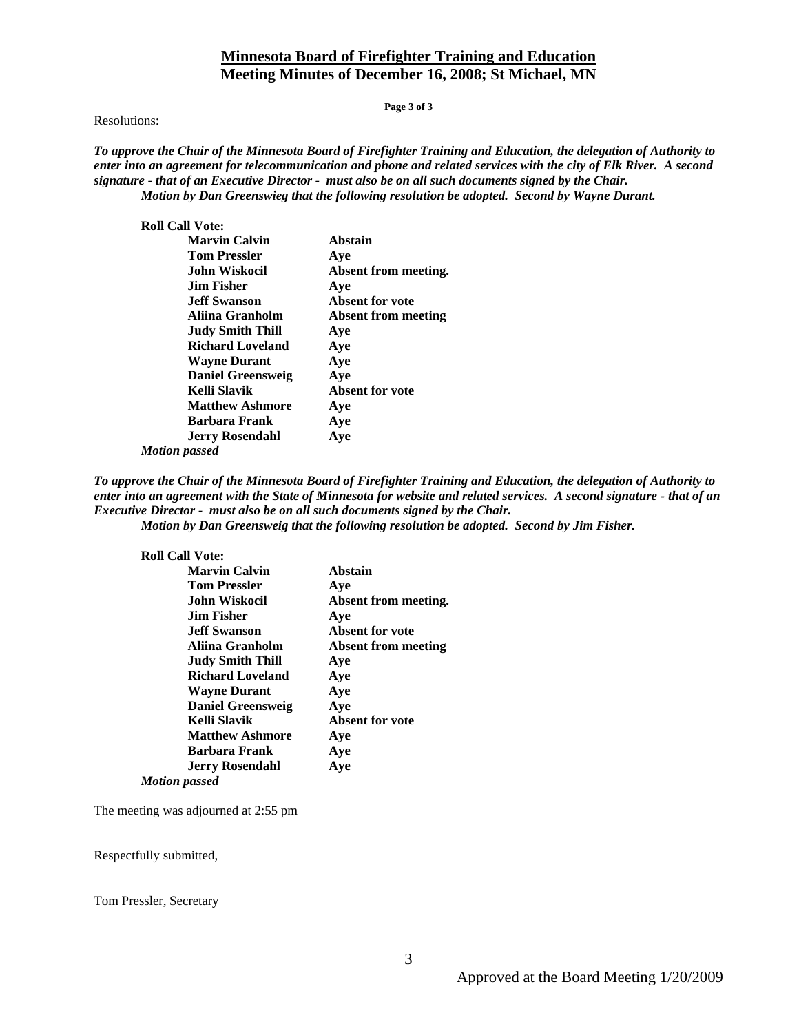Resolutions:

***To approve the Chair of the Minnesota Board of Firefighter Training and Education, the delegation of Authority to enter into an agreement for telecommunication and phone and related services with the city of Elk River. A second signature - that of an Executive Director - must also be on all such documents signed by the Chair.***

***Motion by Dan Greenswieg that the following resolution be adopted. Second by Wayne Durant.***

**Roll Call Vote:**

| | |
|---|---|
| **Marvin Calvin** | **Abstain** |
| **Tom Pressler** | **Aye** |
| **John Wiskocil** | **Absent from meeting.** |
| **Jim Fisher** | **Aye** |
| **Jeff Swanson** | **Absent for vote** |
| **Aliina Granholm** | **Absent from meeting** |
| **Judy Smith Thill** | **Aye** |
| **Richard Loveland** | **Aye** |
| **Wayne Durant** | **Aye** |
| **Daniel Greensweig** | **Aye** |
| **Kelli Slavik** | **Absent for vote** |
| **Matthew Ashmore** | **Aye** |
| **Barbara Frank** | **Aye** |
| **Jerry Rosendahl** | **Aye** |

***Motion passed***

***To approve the Chair of the Minnesota Board of Firefighter Training and Education, the delegation of Authority to enter into an agreement with the State of Minnesota for website and related services. A second signature - that of an Executive Director - must also be on all such documents signed by the Chair.***

***Motion by Dan Greenswieg that the following resolution be adopted. Second by Jim Fisher.***

**Roll Call Vote:**

| | |
|---|---|
| **Marvin Calvin** | **Abstain** |
| **Tom Pressler** | **Aye** |
| **John Wiskocil** | **Absent from meeting.** |
| **Jim Fisher** | **Aye** |
| **Jeff Swanson** | **Absent for vote** |
| **Aliina Granholm** | **Absent from meeting** |
| **Judy Smith Thill** | **Aye** |
| **Richard Loveland** | **Aye** |
| **Wayne Durant** | **Aye** |
| **Daniel Greensweig** | **Aye** |
| **Kelli Slavik** | **Absent for vote** |
| **Matthew Ashmore** | **Aye** |
| **Barbara Frank** | **Aye** |
| **Jerry Rosendahl** | **Aye** |

***Motion passed***

The meeting was adjourned at 2:55 pm

Respectfully submitted,

Tom Pressler, Secretary

Approved at the Board Meeting 1/20/2009